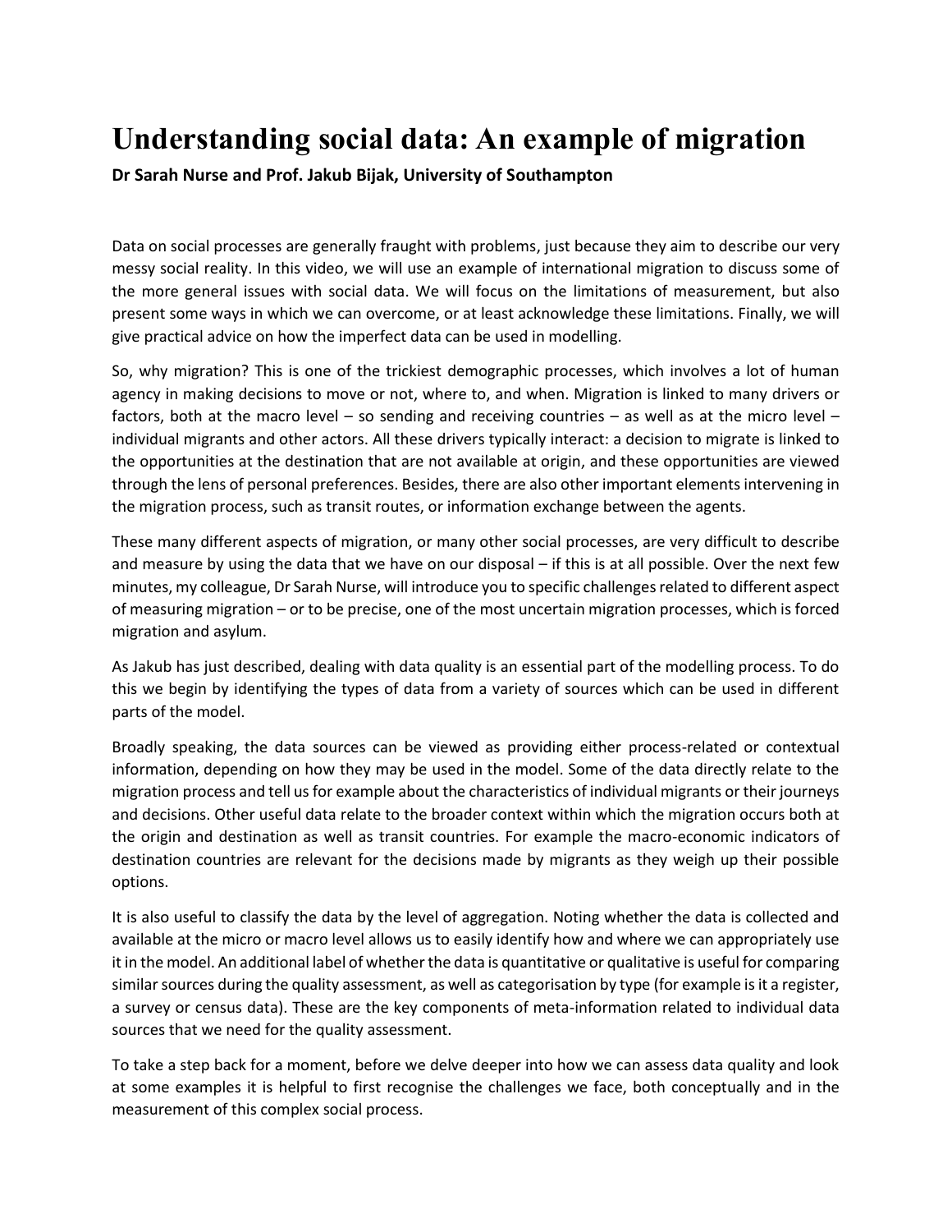# Understanding social data: An example of migration

**Dr Sarah Nurse and Prof. Jakub Bijak, University of Southampton**

Data on social processes are generally fraught with problems, just because they aim to describe our very messy social reality. In this video, we will use an example of international migration to discuss some of the more general issues with social data. We will focus on the limitations of measurement, but also present some ways in which we can overcome, or at least acknowledge these limitations. Finally, we will give practical advice on how the imperfect data can be used in modelling.

So, why migration? This is one of the trickiest demographic processes, which involves a lot of human agency in making decisions to move or not, where to, and when. Migration is linked to many drivers or factors, both at the macro level – so sending and receiving countries – as well as at the micro level – individual migrants and other actors. All these drivers typically interact: a decision to migrate is linked to the opportunities at the destination that are not available at origin, and these opportunities are viewed through the lens of personal preferences. Besides, there are also other important elements intervening in the migration process, such as transit routes, or information exchange between the agents.

These many different aspects of migration, or many other social processes, are very difficult to describe and measure by using the data that we have on our disposal – if this is at all possible. Over the next few minutes, my colleague, Dr Sarah Nurse, will introduce you to specific challenges related to different aspect of measuring migration – or to be precise, one of the most uncertain migration processes, which is forced migration and asylum.

As Jakub has just described, dealing with data quality is an essential part of the modelling process. To do this we begin by identifying the types of data from a variety of sources which can be used in different parts of the model.

Broadly speaking, the data sources can be viewed as providing either process-related or contextual information, depending on how they may be used in the model. Some of the data directly relate to the migration process and tell us for example about the characteristics of individual migrants or their journeys and decisions. Other useful data relate to the broader context within which the migration occurs both at the origin and destination as well as transit countries. For example the macro-economic indicators of destination countries are relevant for the decisions made by migrants as they weigh up their possible options.

It is also useful to classify the data by the level of aggregation. Noting whether the data is collected and available at the micro or macro level allows us to easily identify how and where we can appropriately use it in the model. An additional label of whether the data is quantitative or qualitative is useful for comparing similar sources during the quality assessment, as well as categorisation by type (for example is it a register, a survey or census data). These are the key components of meta-information related to individual data sources that we need for the quality assessment.

To take a step back for a moment, before we delve deeper into how we can assess data quality and look at some examples it is helpful to first recognise the challenges we face, both conceptually and in the measurement of this complex social process.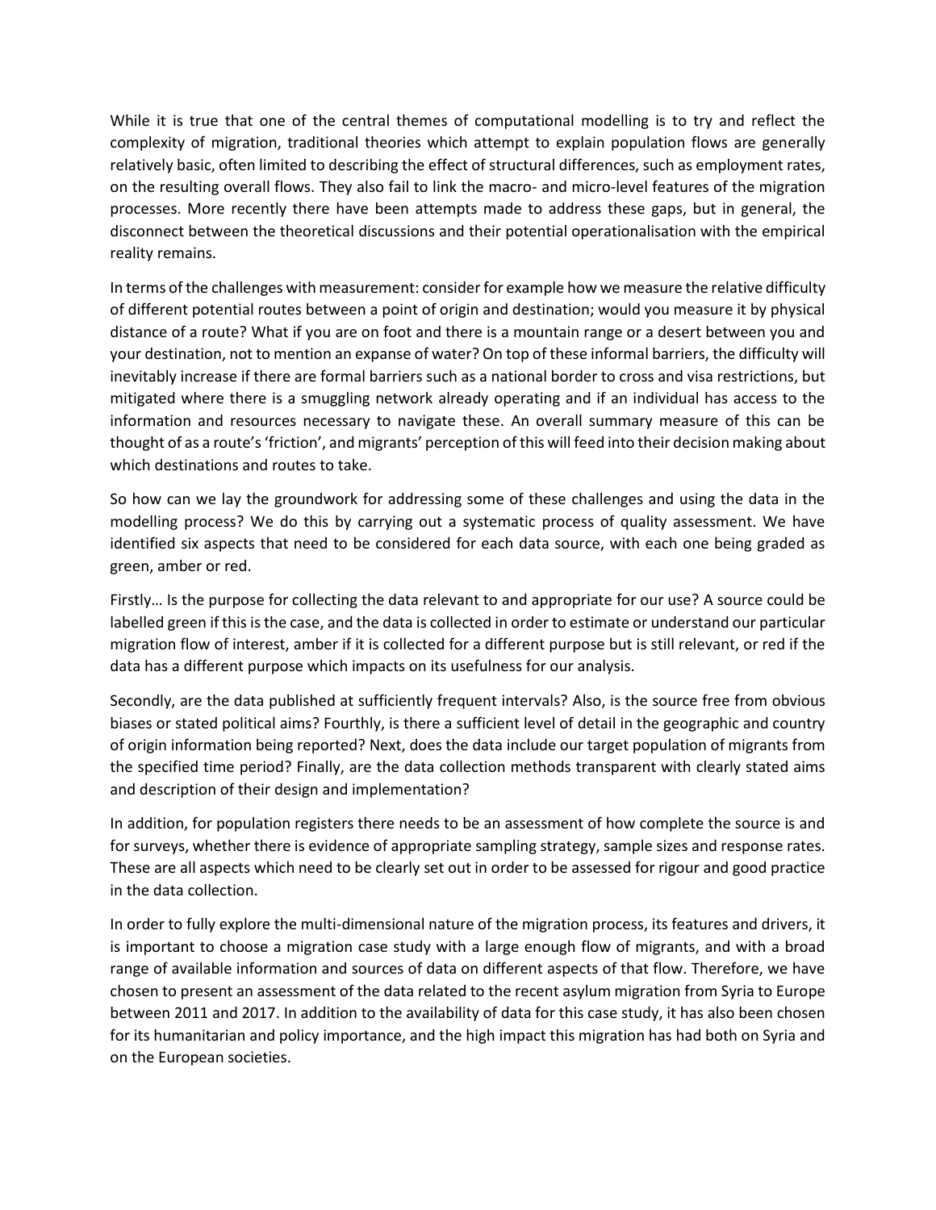While it is true that one of the central themes of computational modelling is to try and reflect the complexity of migration, traditional theories which attempt to explain population flows are generally relatively basic, often limited to describing the effect of structural differences, such as employment rates, on the resulting overall flows. They also fail to link the macro- and micro-level features of the migration processes. More recently there have been attempts made to address these gaps, but in general, the disconnect between the theoretical discussions and their potential operationalisation with the empirical reality remains.

In terms of the challenges with measurement: consider for example how we measure the relative difficulty of different potential routes between a point of origin and destination; would you measure it by physical distance of a route? What if you are on foot and there is a mountain range or a desert between you and your destination, not to mention an expanse of water? On top of these informal barriers, the difficulty will inevitably increase if there are formal barriers such as a national border to cross and visa restrictions, but mitigated where there is a smuggling network already operating and if an individual has access to the information and resources necessary to navigate these. An overall summary measure of this can be thought of as a route's 'friction', and migrants' perception of this will feed into their decision making about which destinations and routes to take.

So how can we lay the groundwork for addressing some of these challenges and using the data in the modelling process? We do this by carrying out a systematic process of quality assessment. We have identified six aspects that need to be considered for each data source, with each one being graded as green, amber or red.

Firstly… Is the purpose for collecting the data relevant to and appropriate for our use? A source could be labelled green if this is the case, and the data is collected in order to estimate or understand our particular migration flow of interest, amber if it is collected for a different purpose but is still relevant, or red if the data has a different purpose which impacts on its usefulness for our analysis.

Secondly, are the data published at sufficiently frequent intervals? Also, is the source free from obvious biases or stated political aims? Fourthly, is there a sufficient level of detail in the geographic and country of origin information being reported? Next, does the data include our target population of migrants from the specified time period? Finally, are the data collection methods transparent with clearly stated aims and description of their design and implementation?

In addition, for population registers there needs to be an assessment of how complete the source is and for surveys, whether there is evidence of appropriate sampling strategy, sample sizes and response rates. These are all aspects which need to be clearly set out in order to be assessed for rigour and good practice in the data collection.

In order to fully explore the multi-dimensional nature of the migration process, its features and drivers, it is important to choose a migration case study with a large enough flow of migrants, and with a broad range of available information and sources of data on different aspects of that flow. Therefore, we have chosen to present an assessment of the data related to the recent asylum migration from Syria to Europe between 2011 and 2017. In addition to the availability of data for this case study, it has also been chosen for its humanitarian and policy importance, and the high impact this migration has had both on Syria and on the European societies.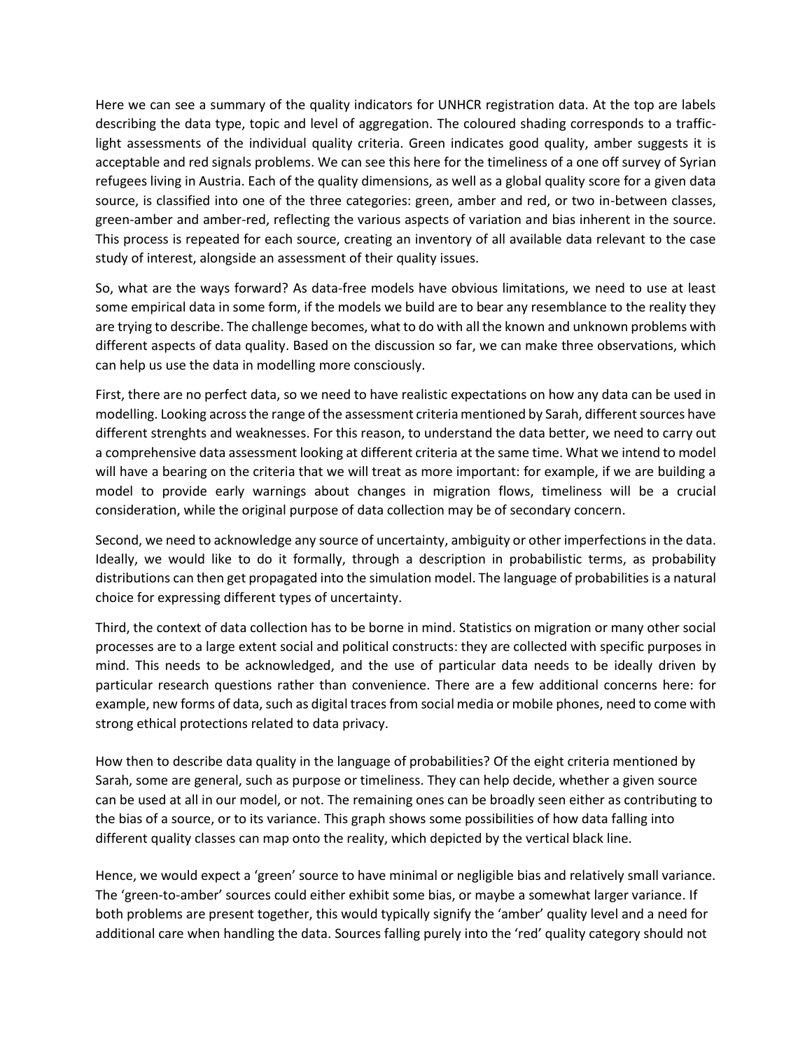Here we can see a summary of the quality indicators for UNHCR registration data. At the top are labels describing the data type, topic and level of aggregation. The coloured shading corresponds to a traffic-light assessments of the individual quality criteria. Green indicates good quality, amber suggests it is acceptable and red signals problems. We can see this here for the timeliness of a one off survey of Syrian refugees living in Austria. Each of the quality dimensions, as well as a global quality score for a given data source, is classified into one of the three categories: green, amber and red, or two in-between classes, green-amber and amber-red, reflecting the various aspects of variation and bias inherent in the source. This process is repeated for each source, creating an inventory of all available data relevant to the case study of interest, alongside an assessment of their quality issues.

So, what are the ways forward? As data-free models have obvious limitations, we need to use at least some empirical data in some form, if the models we build are to bear any resemblance to the reality they are trying to describe. The challenge becomes, what to do with all the known and unknown problems with different aspects of data quality. Based on the discussion so far, we can make three observations, which can help us use the data in modelling more consciously.

First, there are no perfect data, so we need to have realistic expectations on how any data can be used in modelling. Looking across the range of the assessment criteria mentioned by Sarah, different sources have different strenghts and weaknesses. For this reason, to understand the data better, we need to carry out a comprehensive data assessment looking at different criteria at the same time. What we intend to model will have a bearing on the criteria that we will treat as more important: for example, if we are building a model to provide early warnings about changes in migration flows, timeliness will be a crucial consideration, while the original purpose of data collection may be of secondary concern.

Second, we need to acknowledge any source of uncertainty, ambiguity or other imperfections in the data. Ideally, we would like to do it formally, through a description in probabilistic terms, as probability distributions can then get propagated into the simulation model. The language of probabilities is a natural choice for expressing different types of uncertainty.

Third, the context of data collection has to be borne in mind. Statistics on migration or many other social processes are to a large extent social and political constructs: they are collected with specific purposes in mind. This needs to be acknowledged, and the use of particular data needs to be ideally driven by particular research questions rather than convenience. There are a few additional concerns here: for example, new forms of data, such as digital traces from social media or mobile phones, need to come with strong ethical protections related to data privacy.

How then to describe data quality in the language of probabilities? Of the eight criteria mentioned by Sarah, some are general, such as purpose or timeliness. They can help decide, whether a given source can be used at all in our model, or not. The remaining ones can be broadly seen either as contributing to the bias of a source, or to its variance. This graph shows some possibilities of how data falling into different quality classes can map onto the reality, which depicted by the vertical black line.

Hence, we would expect a 'green' source to have minimal or negligible bias and relatively small variance. The 'green-to-amber' sources could either exhibit some bias, or maybe a somewhat larger variance. If both problems are present together, this would typically signify the 'amber' quality level and a need for additional care when handling the data. Sources falling purely into the 'red' quality category should not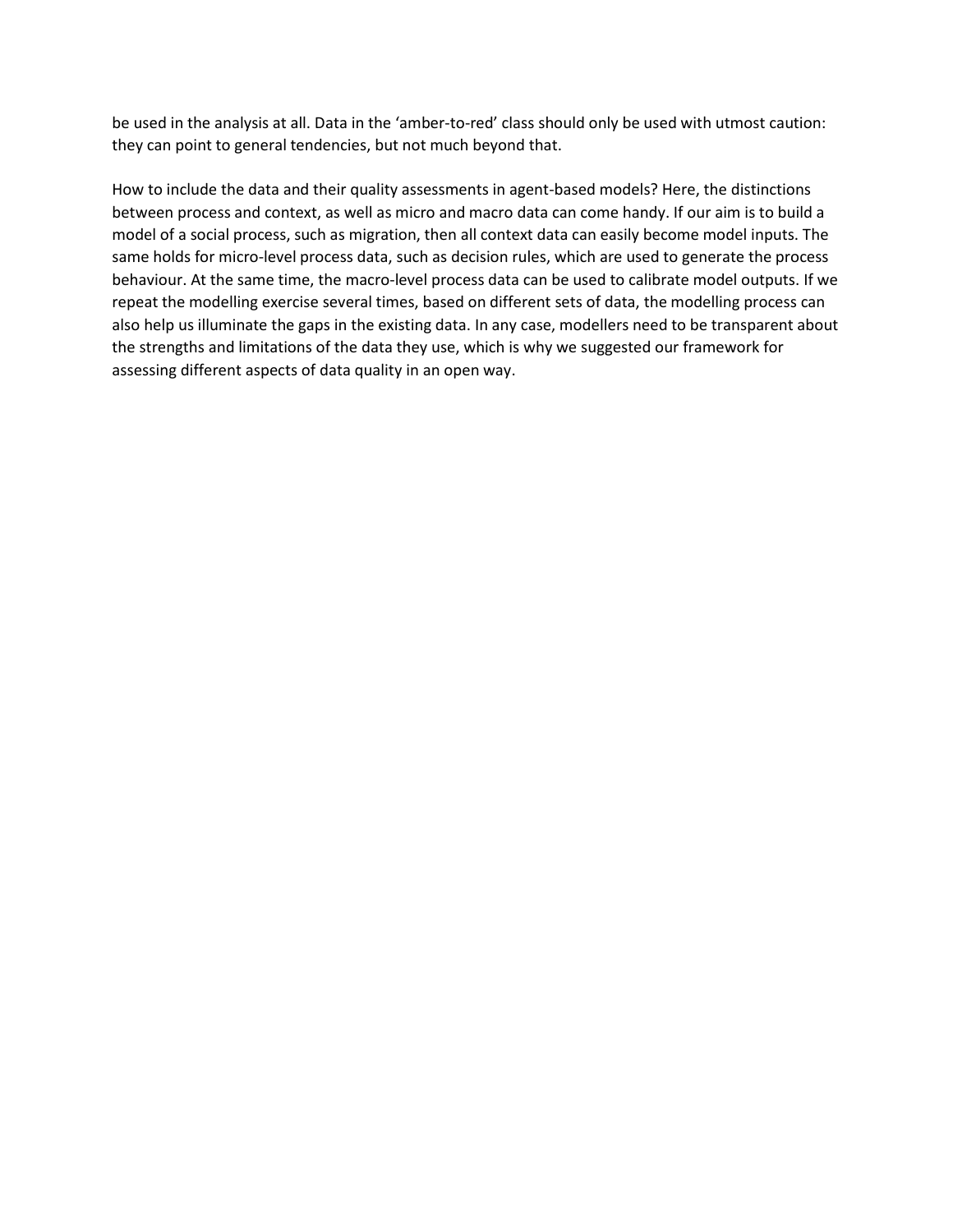be used in the analysis at all. Data in the 'amber-to-red' class should only be used with utmost caution: they can point to general tendencies, but not much beyond that.

How to include the data and their quality assessments in agent-based models? Here, the distinctions between process and context, as well as micro and macro data can come handy. If our aim is to build a model of a social process, such as migration, then all context data can easily become model inputs. The same holds for micro-level process data, such as decision rules, which are used to generate the process behaviour. At the same time, the macro-level process data can be used to calibrate model outputs. If we repeat the modelling exercise several times, based on different sets of data, the modelling process can also help us illuminate the gaps in the existing data. In any case, modellers need to be transparent about the strengths and limitations of the data they use, which is why we suggested our framework for assessing different aspects of data quality in an open way.